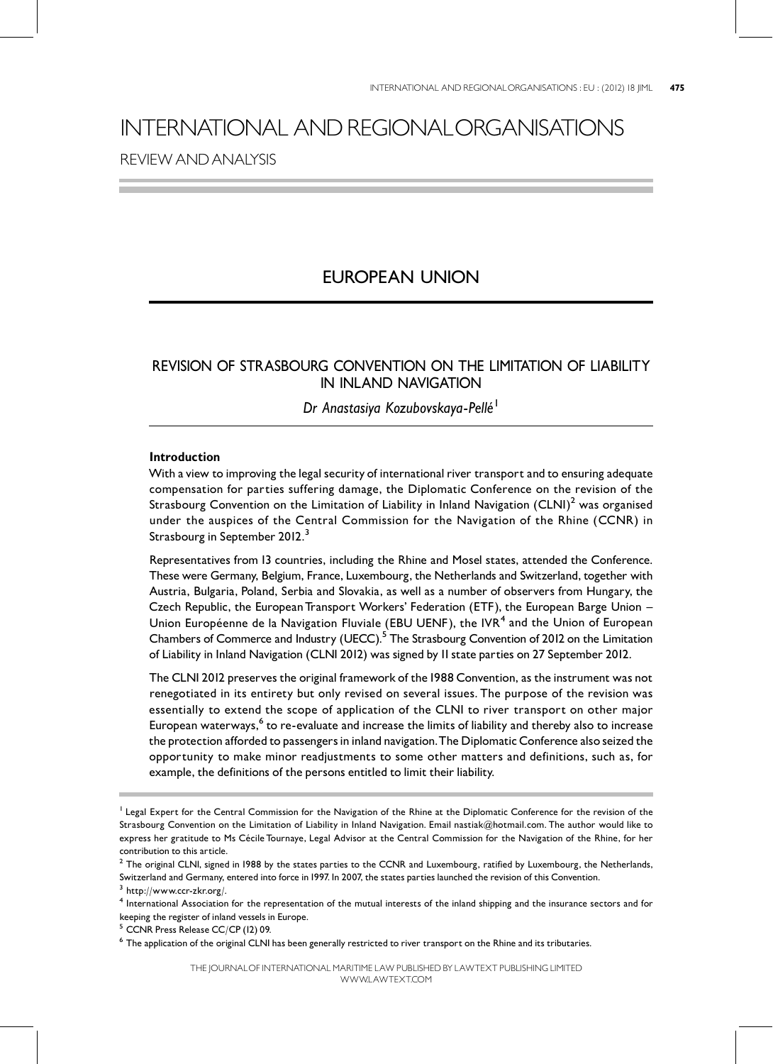# INTERNATIONAL AND REGIONAL ORGANISATIONS

REVIEW AND ANALYSIS

## EUROPEAN UNION

### REVISION OF STRASBOURG CONVENTION ON THE LIMITATION OF LIABILITY IN INLAND NAVIGATION

*Dr Anastasiya Kozubovskaya-Pellé*[1]

**Introduction**

With a view to improving the legal security of international river transport and to ensuring adequate compensation for parties suffering damage, the Diplomatic Conference on the revision of the Strasbourg Convention on the Limitation of Liability in Inland Navigation (CLNI)[2] was organised under the auspices of the Central Commission for the Navigation of the Rhine (CCNR) in Strasbourg in September 2012.[3]

Representatives from 13 countries, including the Rhine and Mosel states, attended the Conference. These were Germany, Belgium, France, Luxembourg, the Netherlands and Switzerland, together with Austria, Bulgaria, Poland, Serbia and Slovakia, as well as a number of observers from Hungary, the Czech Republic, the European Transport Workers' Federation (ETF), the European Barge Union – Union Européenne de la Navigation Fluviale (EBU UENF), the IVR[4] and the Union of European Chambers of Commerce and Industry (UECC).[5] The Strasbourg Convention of 2012 on the Limitation of Liability in Inland Navigation (CLNI 2012) was signed by 11 state parties on 27 September 2012.

The CLNI 2012 preserves the original framework of the 1988 Convention, as the instrument was not renegotiated in its entirety but only revised on several issues. The purpose of the revision was essentially to extend the scope of application of the CLNI to river transport on other major European waterways,[6] to re-evaluate and increase the limits of liability and thereby also to increase the protection afforded to passengers in inland navigation. The Diplomatic Conference also seized the opportunity to make minor readjustments to some other matters and definitions, such as, for example, the definitions of the persons entitled to limit their liability.

---

[1] Legal Expert for the Central Commission for the Navigation of the Rhine at the Diplomatic Conference for the revision of the Strasbourg Convention on the Limitation of Liability in Inland Navigation. Email nastiak@hotmail.com. The author would like to express her gratitude to Ms Cécile Tournaye, Legal Advisor at the Central Commission for the Navigation of the Rhine, for her contribution to this article.

[2] The original CLNI, signed in 1988 by the states parties to the CCNR and Luxembourg, ratified by Luxembourg, the Netherlands, Switzerland and Germany, entered into force in 1997. In 2007, the states parties launched the revision of this Convention.

[3] http://www.ccr-zkr.org/.

[4] International Association for the representation of the mutual interests of the inland shipping and the insurance sectors and for keeping the register of inland vessels in Europe.

[5] CCNR Press Release CC/CP (12) 09.

[6] The application of the original CLNI has been generally restricted to river transport on the Rhine and its tributaries.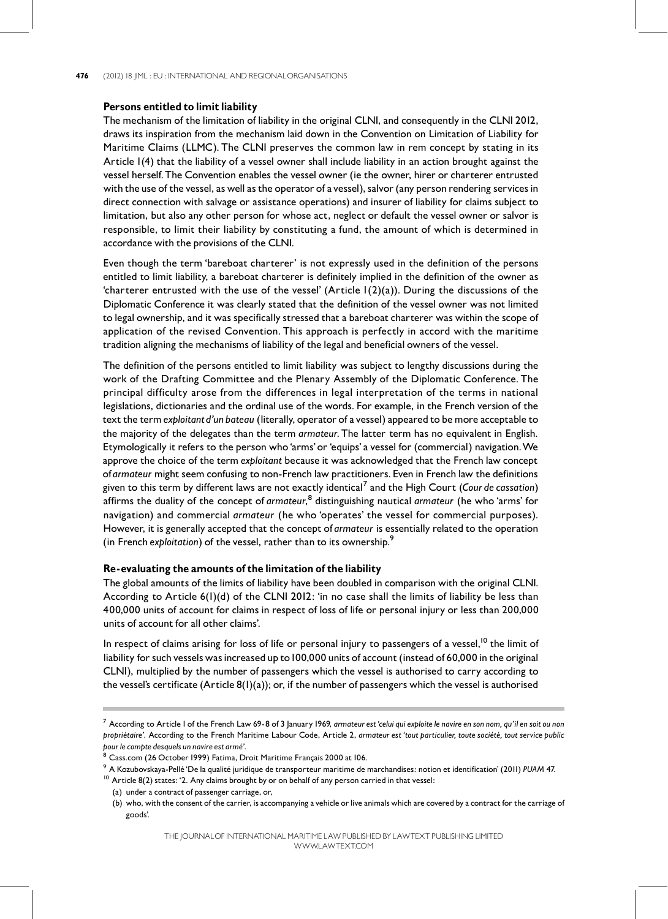### Persons entitled to limit liability

The mechanism of the limitation of liability in the original CLNI, and consequently in the CLNI 2012, draws its inspiration from the mechanism laid down in the Convention on Limitation of Liability for Maritime Claims (LLMC). The CLNI preserves the common law in rem concept by stating in its Article 1(4) that the liability of a vessel owner shall include liability in an action brought against the vessel herself. The Convention enables the vessel owner (ie the owner, hirer or charterer entrusted with the use of the vessel, as well as the operator of a vessel), salvor (any person rendering services in direct connection with salvage or assistance operations) and insurer of liability for claims subject to limitation, but also any other person for whose act, neglect or default the vessel owner or salvor is responsible, to limit their liability by constituting a fund, the amount of which is determined in accordance with the provisions of the CLNI.

Even though the term 'bareboat charterer' is not expressly used in the definition of the persons entitled to limit liability, a bareboat charterer is definitely implied in the definition of the owner as 'charterer entrusted with the use of the vessel' (Article 1(2)(a)). During the discussions of the Diplomatic Conference it was clearly stated that the definition of the vessel owner was not limited to legal ownership, and it was specifically stressed that a bareboat charterer was within the scope of application of the revised Convention. This approach is perfectly in accord with the maritime tradition aligning the mechanisms of liability of the legal and beneficial owners of the vessel.

The definition of the persons entitled to limit liability was subject to lengthy discussions during the work of the Drafting Committee and the Plenary Assembly of the Diplomatic Conference. The principal difficulty arose from the differences in legal interpretation of the terms in national legislations, dictionaries and the ordinal use of the words. For example, in the French version of the text the term *exploitant d'un bateau* (literally, operator of a vessel) appeared to be more acceptable to the majority of the delegates than the term *armateur*. The latter term has no equivalent in English. Etymologically it refers to the person who 'arms' or 'equips' a vessel for (commercial) navigation. We approve the choice of the term *exploitant* because it was acknowledged that the French law concept of *armateur* might seem confusing to non-French law practitioners. Even in French law the definitions given to this term by different laws are not exactly identical[7] and the High Court (*Cour de cassation*) affirms the duality of the concept of *armateur*,[8] distinguishing nautical *armateur* (he who 'arms' for navigation) and commercial *armateur* (he who 'operates' the vessel for commercial purposes). However, it is generally accepted that the concept of *armateur* is essentially related to the operation (in French *exploitation*) of the vessel, rather than to its ownership.[9]

### Re-evaluating the amounts of the limitation of the liability

The global amounts of the limits of liability have been doubled in comparison with the original CLNI. According to Article 6(1)(d) of the CLNI 2012: 'in no case shall the limits of liability be less than 400,000 units of account for claims in respect of loss of life or personal injury or less than 200,000 units of account for all other claims'.

In respect of claims arising for loss of life or personal injury to passengers of a vessel,[10] the limit of liability for such vessels was increased up to 100,000 units of account (instead of 60,000 in the original CLNI), multiplied by the number of passengers which the vessel is authorised to carry according to the vessel's certificate (Article 8(1)(a)); or, if the number of passengers which the vessel is authorised

---

[7] According to Article 1 of the French Law 69-8 of 3 January 1969, *armateur est 'celui qui exploite le navire en son nom, qu'il en soit ou non propriétaire'*. According to the French Maritime Labour Code, Article 2, *armateur est 'tout particulier, toute société, tout service public pour le compte desquels un navire est armé'*.

[8] Cass.com (26 October 1999) Fatima, Droit Maritime Français 2000 at 106.

[9] A Kozubovskaya-Pellé 'De la qualité juridique de transporteur maritime de marchandises: notion et identification' (2011) *PUAM* 47.

[10] Article 8(2) states: '2. Any claims brought by or on behalf of any person carried in that vessel:

(a) under a contract of passenger carriage, or,

(b) who, with the consent of the carrier, is accompanying a vehicle or live animals which are covered by a contract for the carriage of goods'.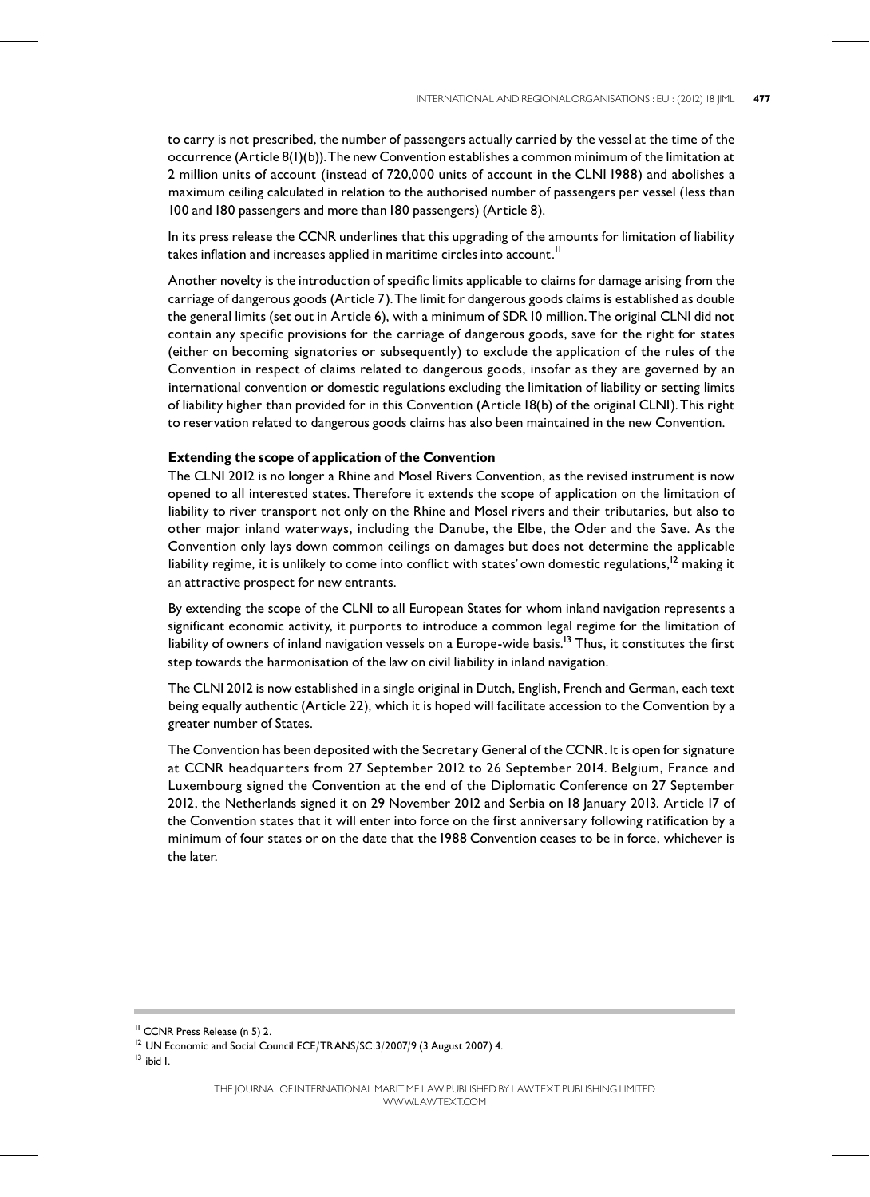to carry is not prescribed, the number of passengers actually carried by the vessel at the time of the occurrence (Article 8(1)(b)). The new Convention establishes a common minimum of the limitation at 2 million units of account (instead of 720,000 units of account in the CLNI 1988) and abolishes a maximum ceiling calculated in relation to the authorised number of passengers per vessel (less than 100 and 180 passengers and more than 180 passengers) (Article 8).

In its press release the CCNR underlines that this upgrading of the amounts for limitation of liability takes inflation and increases applied in maritime circles into account.[11]

Another novelty is the introduction of specific limits applicable to claims for damage arising from the carriage of dangerous goods (Article 7). The limit for dangerous goods claims is established as double the general limits (set out in Article 6), with a minimum of SDR 10 million. The original CLNI did not contain any specific provisions for the carriage of dangerous goods, save for the right for states (either on becoming signatories or subsequently) to exclude the application of the rules of the Convention in respect of claims related to dangerous goods, insofar as they are governed by an international convention or domestic regulations excluding the limitation of liability or setting limits of liability higher than provided for in this Convention (Article 18(b) of the original CLNI). This right to reservation related to dangerous goods claims has also been maintained in the new Convention.

**Extending the scope of application of the Convention**

The CLNI 2012 is no longer a Rhine and Mosel Rivers Convention, as the revised instrument is now opened to all interested states. Therefore it extends the scope of application on the limitation of liability to river transport not only on the Rhine and Mosel rivers and their tributaries, but also to other major inland waterways, including the Danube, the Elbe, the Oder and the Save. As the Convention only lays down common ceilings on damages but does not determine the applicable liability regime, it is unlikely to come into conflict with states' own domestic regulations,[12] making it an attractive prospect for new entrants.

By extending the scope of the CLNI to all European States for whom inland navigation represents a significant economic activity, it purports to introduce a common legal regime for the limitation of liability of owners of inland navigation vessels on a Europe-wide basis.[13] Thus, it constitutes the first step towards the harmonisation of the law on civil liability in inland navigation.

The CLNI 2012 is now established in a single original in Dutch, English, French and German, each text being equally authentic (Article 22), which it is hoped will facilitate accession to the Convention by a greater number of States.

The Convention has been deposited with the Secretary General of the CCNR. It is open for signature at CCNR headquarters from 27 September 2012 to 26 September 2014. Belgium, France and Luxembourg signed the Convention at the end of the Diplomatic Conference on 27 September 2012, the Netherlands signed it on 29 November 2012 and Serbia on 18 January 2013. Article 17 of the Convention states that it will enter into force on the first anniversary following ratification by a minimum of four states or on the date that the 1988 Convention ceases to be in force, whichever is the later.

---

[11] CCNR Press Release (n 5) 2.

[12] UN Economic and Social Council ECE/TRANS/SC.3/2007/9 (3 August 2007) 4.

[13] ibid 1.